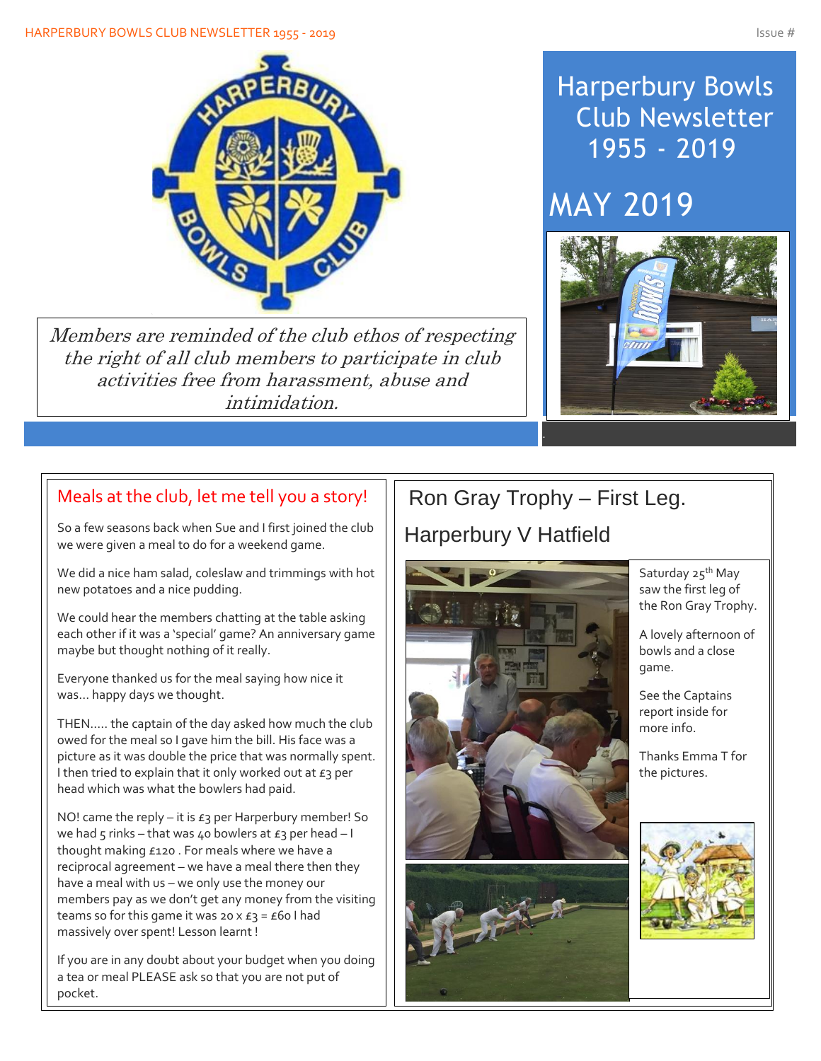# Harperbury Bowls Club Newsletter 1955 - 2019

## MAY 2019

*Members are reminded of the club ethos of respecting the right of all club members to participate in club activities free from harassment, abuse and intimidation.*

## Meals at the club, let me tell you a story!

So a few seasons back when Sue and I first joined the club we were given a meal to do for a weekend game.

We did a nice ham salad, coleslaw and trimmings with hot new potatoes and a nice pudding.

We could hear the members chatting at the table asking each other if it was a 'special' game? An anniversary game maybe but thought nothing of it really.

Everyone thanked us for the meal saying how nice it was… happy days we thought.

THEN….. the captain of the day asked how much the club owed for the meal so I gave him the bill. His face was a picture as it was double the price that was normally spent. I then tried to explain that it only worked out at £3 per head which was what the bowlers had paid.

NO! came the reply – it is £3 per Harperbury member! So we had 5 rinks – that was 40 bowlers at £3 per head – I thought making £120 . For meals where we have a reciprocal agreement – we have a meal there then they have a meal with us – we only use the money our members pay as we don't get any money from the visiting teams so for this game it was 20 x £3 = £60 I had massively over spent! Lesson learnt !

If you are in any doubt about your budget when you doing a tea or meal PLEASE ask so that you are not put of pocket.

## Ron Gray Trophy – First Leg.

### Harperbury V Hatfield

Saturday 25th May saw the first leg of the Ron Gray Trophy.

A lovely afternoon of bowls and a close game.

See the Captains report inside for more info.

Thanks Emma T for the pictures.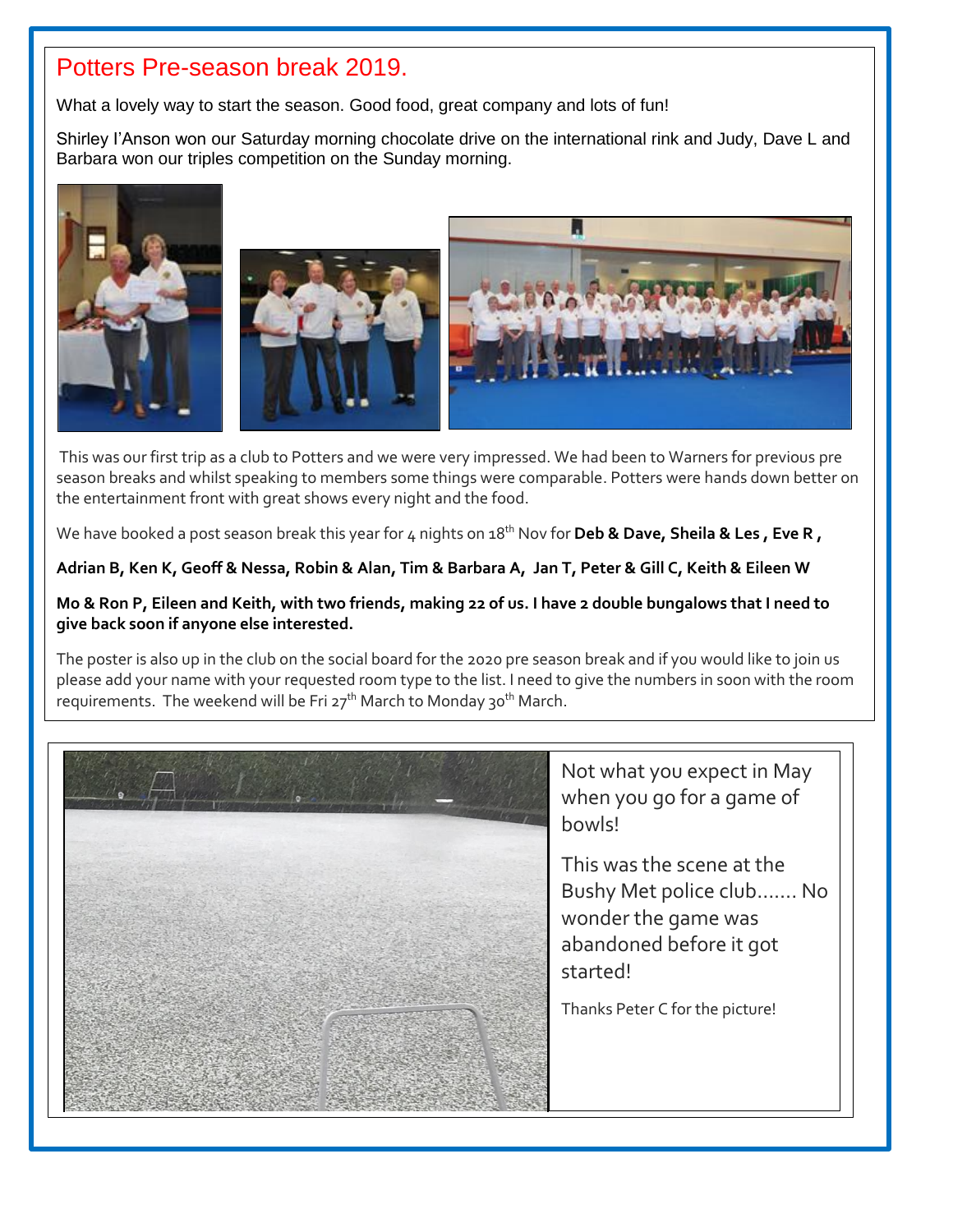# Potters Pre-season break 2019.

What a lovely way to start the season. Good food, great company and lots of fun!

Shirley I'Anson won our Saturday morning chocolate drive on the international rink and Judy, Dave L and Barbara won our triples competition on the Sunday morning.

This was our first trip as a club to Potters and we were very impressed. We had been to Warners for previous pre season breaks and whilst speaking to members some things were comparable. Potters were hands down better on the entertainment front with great shows every night and the food.

We have booked a post season break this year for 4 nights on 18th Nov for **Deb & Dave, Sheila & Les , Eve R ,**

**Adrian B, Ken K, Geoff & Nessa, Robin & Alan, Tim & Barbara A, Jan T, Peter & Gill C, Keith & Eileen W**

**Mo & Ron P, Eileen and Keith, with two friends, making 22 of us. I have 2 double bungalows that I need to give back soon if anyone else interested.**

The poster is also up in the club on the social board for the 2020 pre season break and if you would like to join us please add your name with your requested room type to the list. I need to give the numbers in soon with the room requirements. The weekend will be Fri 27th March to Monday 30th March.

Not what you expect in May when you go for a game of bowls!

This was the scene at the Bushy Met police club……. No wonder the game was abandoned before it got started!

Thanks Peter C for the picture!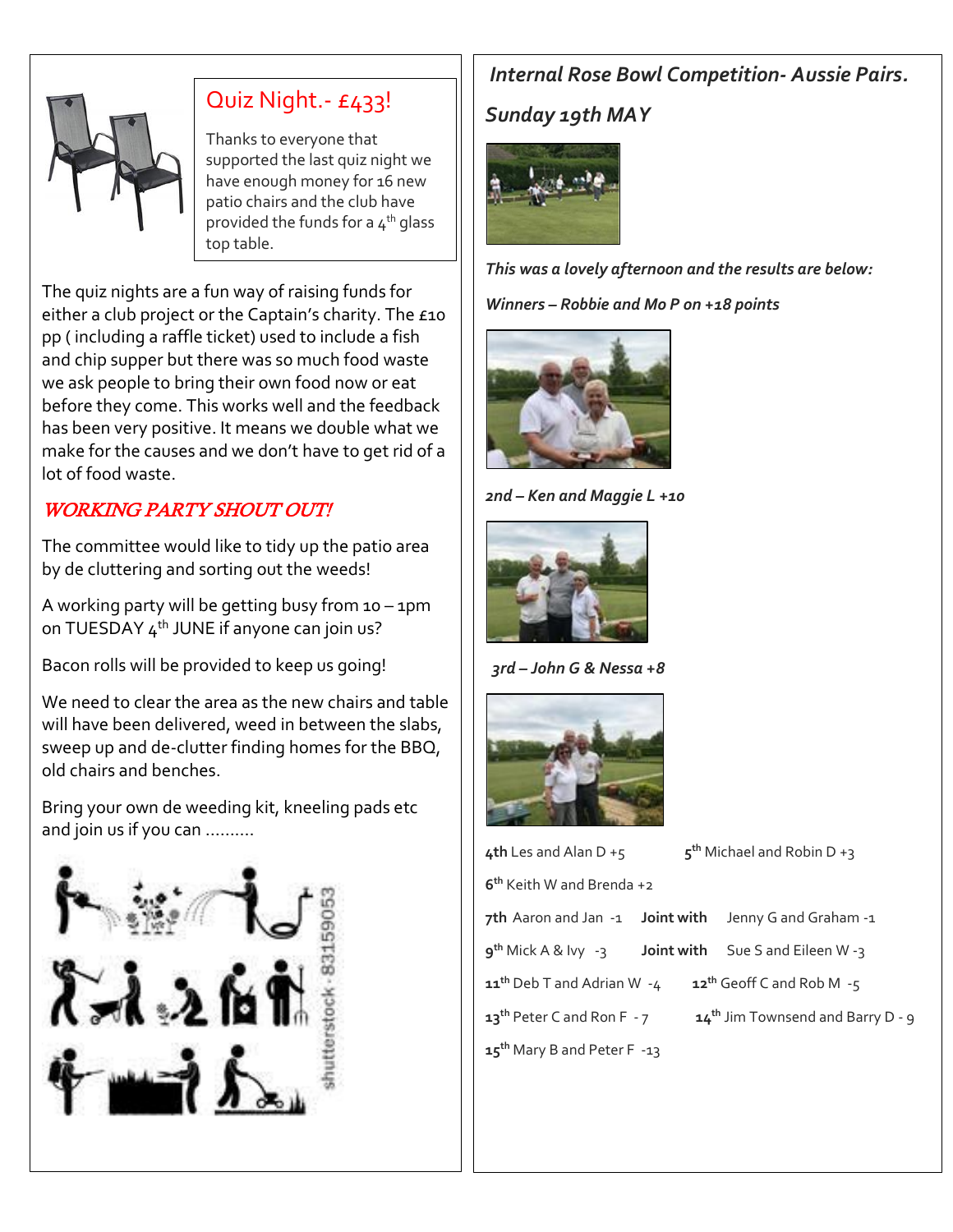## Quiz Night.- £433!

Thanks to everyone that supported the last quiz night we have enough money for 16 new patio chairs and the club have provided the funds for a 4th glass top table.

The quiz nights are a fun way of raising funds for either a club project or the Captain's charity. The £10 pp ( including a raffle ticket) used to include a fish and chip supper but there was so much food waste we ask people to bring their own food now or eat before they come. This works well and the feedback has been very positive. It means we double what we make for the causes and we don't have to get rid of a lot of food waste.

## *WORKING PARTY SHOUT OUT!*

The committee would like to tidy up the patio area by de cluttering and sorting out the weeds!

A working party will be getting busy from 10 – 1pm on TUESDAY 4th JUNE if anyone can join us?

Bacon rolls will be provided to keep us going!

We need to clear the area as the new chairs and table will have been delivered, weed in between the slabs, sweep up and de-clutter finding homes for the BBQ, old chairs and benches.

Bring your own de weeding kit, kneeling pads etc and join us if you can ..........

## *Internal Rose Bowl Competition- Aussie Pairs.*

### *Sunday 19th MAY*

***This was a lovely afternoon and the results are below:***

***Winners – Robbie and Mo P on +18 points***

***2nd – Ken and Maggie L +10***

***3rd – John G & Nessa +8***

**4th** Les and Alan D +5

**5th** Michael and Robin D +3

**6th** Keith W and Brenda +2

**7th** Aaron and Jan -1 **Joint with** Jenny G and Graham -1

**9th** Mick A & Ivy -3 **Joint with** Sue S and Eileen W -3

**11th** Deb T and Adrian W -4

**12th** Geoff C and Rob M -5

**13th** Peter C and Ron F - 7

**14th** Jim Townsend and Barry D - 9

**15th** Mary B and Peter F -13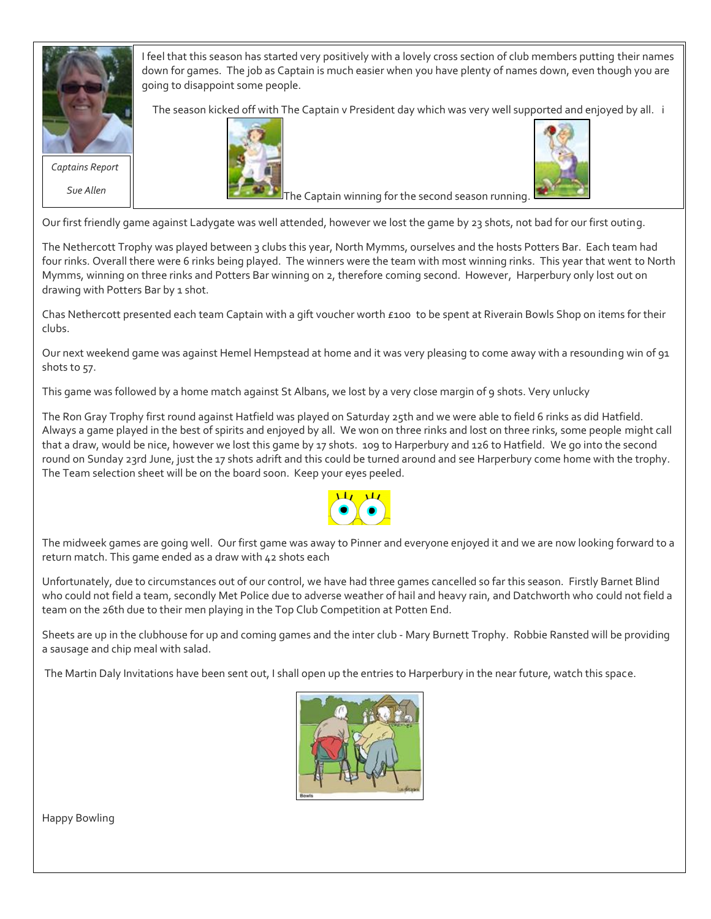*Captains Report*

*Sue Allen*

I feel that this season has started very positively with a lovely cross section of club members putting their names down for games. The job as Captain is much easier when you have plenty of names down, even though you are going to disappoint some people.

The season kicked off with The Captain v President day which was very well supported and enjoyed by all. i

The Captain winning for the second season running.

Our first friendly game against Ladygate was well attended, however we lost the game by 23 shots, not bad for our first outing.

The Nethercott Trophy was played between 3 clubs this year, North Mymms, ourselves and the hosts Potters Bar. Each team had four rinks. Overall there were 6 rinks being played. The winners were the team with most winning rinks. This year that went to North Mymms, winning on three rinks and Potters Bar winning on 2, therefore coming second. However, Harperbury only lost out on drawing with Potters Bar by 1 shot.

Chas Nethercott presented each team Captain with a gift voucher worth £100 to be spent at Riverain Bowls Shop on items for their clubs.

Our next weekend game was against Hemel Hempstead at home and it was very pleasing to come away with a resounding win of 91 shots to 57.

This game was followed by a home match against St Albans, we lost by a very close margin of 9 shots. Very unlucky

The Ron Gray Trophy first round against Hatfield was played on Saturday 25th and we were able to field 6 rinks as did Hatfield. Always a game played in the best of spirits and enjoyed by all. We won on three rinks and lost on three rinks, some people might call that a draw, would be nice, however we lost this game by 17 shots. 109 to Harperbury and 126 to Hatfield. We go into the second round on Sunday 23rd June, just the 17 shots adrift and this could be turned around and see Harperbury come home with the trophy. The Team selection sheet will be on the board soon. Keep your eyes peeled.

The midweek games are going well. Our first game was away to Pinner and everyone enjoyed it and we are now looking forward to a return match. This game ended as a draw with 42 shots each

Unfortunately, due to circumstances out of our control, we have had three games cancelled so far this season. Firstly Barnet Blind who could not field a team, secondly Met Police due to adverse weather of hail and heavy rain, and Datchworth who could not field a team on the 26th due to their men playing in the Top Club Competition at Potten End.

Sheets are up in the clubhouse for up and coming games and the inter club - Mary Burnett Trophy. Robbie Ransted will be providing a sausage and chip meal with salad.

The Martin Daly Invitations have been sent out, I shall open up the entries to Harperbury in the near future, watch this space.

Happy Bowling